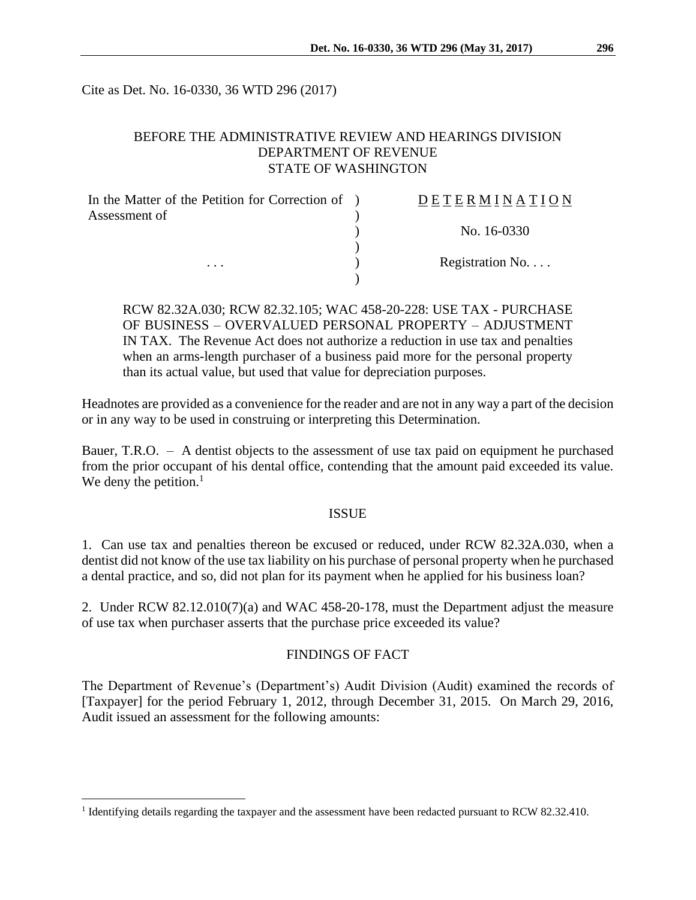Cite as Det. No. 16-0330, 36 WTD 296 (2017)

BEFORE THE ADMINISTRATIVE REVIEW AND HEARINGS DIVISION
DEPARTMENT OF REVENUE
STATE OF WASHINGTON

| In the Matter of the Petition for Correction of Assessment of | ) | DETERMINATION |
|---|---|---|
| | ) | No. 16-0330 |
| . . . | ) | Registration No. . . . |

RCW 82.32A.030; RCW 82.32.105; WAC 458-20-228: USE TAX - PURCHASE OF BUSINESS – OVERVALUED PERSONAL PROPERTY – ADJUSTMENT IN TAX. The Revenue Act does not authorize a reduction in use tax and penalties when an arms-length purchaser of a business paid more for the personal property than its actual value, but used that value for depreciation purposes.

Headnotes are provided as a convenience for the reader and are not in any way a part of the decision or in any way to be used in construing or interpreting this Determination.

Bauer, T.R.O. – A dentist objects to the assessment of use tax paid on equipment he purchased from the prior occupant of his dental office, contending that the amount paid exceeded its value. We deny the petition.[1]

## ISSUE

1. Can use tax and penalties thereon be excused or reduced, under RCW 82.32A.030, when a dentist did not know of the use tax liability on his purchase of personal property when he purchased a dental practice, and so, did not plan for its payment when he applied for his business loan?

2. Under RCW 82.12.010(7)(a) and WAC 458-20-178, must the Department adjust the measure of use tax when purchaser asserts that the purchase price exceeded its value?

## FINDINGS OF FACT

The Department of Revenue's (Department's) Audit Division (Audit) examined the records of [Taxpayer] for the period February 1, 2012, through December 31, 2015. On March 29, 2016, Audit issued an assessment for the following amounts:

[1] Identifying details regarding the taxpayer and the assessment have been redacted pursuant to RCW 82.32.410.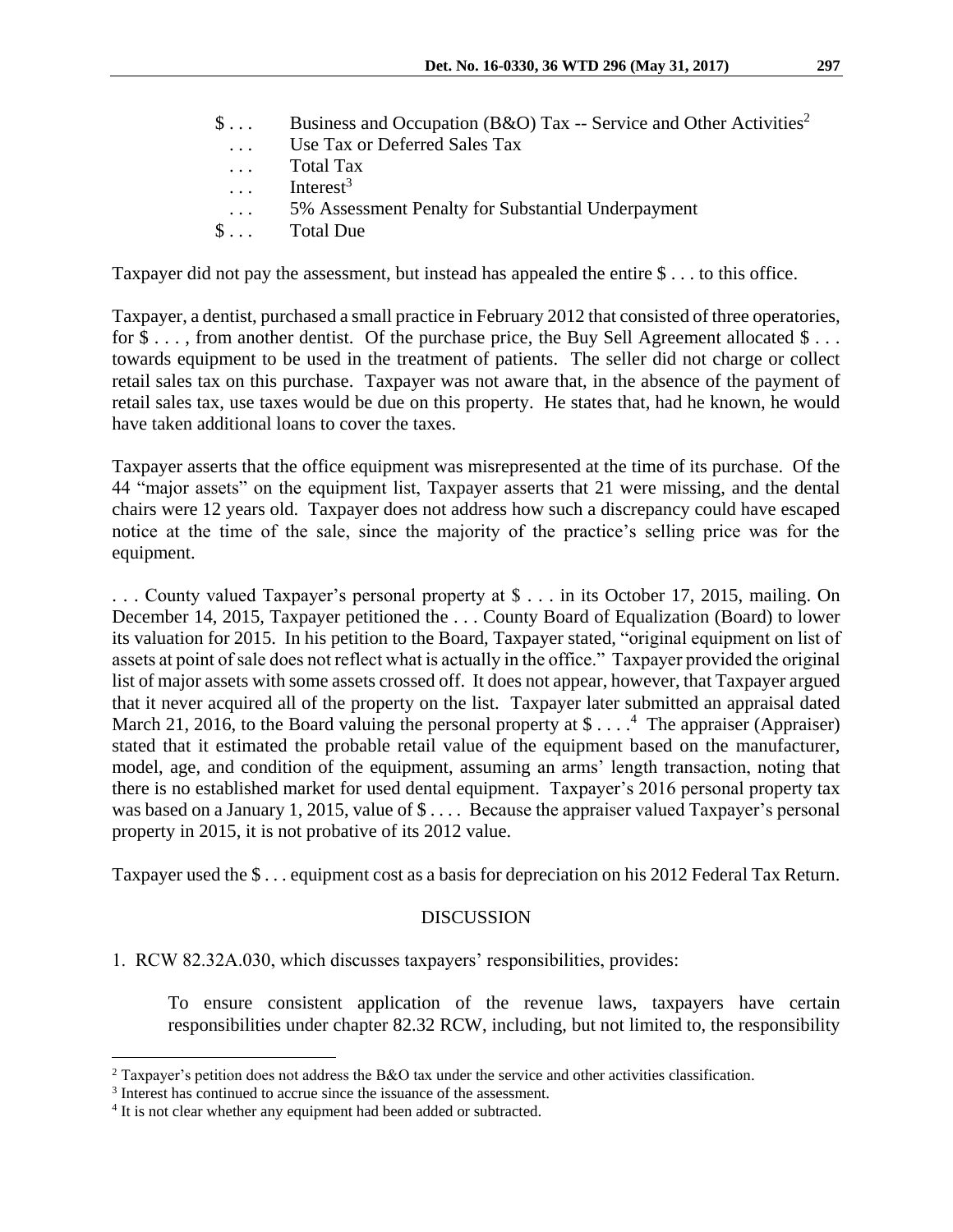| | |
|---|---|
| $ . . . | Business and Occupation (B&O) Tax -- Service and Other Activities[2] |
| . . . | Use Tax or Deferred Sales Tax |
| . . . | Total Tax |
| . . . | Interest[3] |
| . . . | 5% Assessment Penalty for Substantial Underpayment |
| $ . . . | Total Due |

Taxpayer did not pay the assessment, but instead has appealed the entire $ . . . to this office.

Taxpayer, a dentist, purchased a small practice in February 2012 that consisted of three operatories, for $ . . . , from another dentist. Of the purchase price, the Buy Sell Agreement allocated $ . . . towards equipment to be used in the treatment of patients. The seller did not charge or collect retail sales tax on this purchase. Taxpayer was not aware that, in the absence of the payment of retail sales tax, use taxes would be due on this property. He states that, had he known, he would have taken additional loans to cover the taxes.

Taxpayer asserts that the office equipment was misrepresented at the time of its purchase. Of the 44 "major assets" on the equipment list, Taxpayer asserts that 21 were missing, and the dental chairs were 12 years old. Taxpayer does not address how such a discrepancy could have escaped notice at the time of the sale, since the majority of the practice's selling price was for the equipment.

. . . County valued Taxpayer's personal property at $ . . . in its October 17, 2015, mailing. On December 14, 2015, Taxpayer petitioned the . . . County Board of Equalization (Board) to lower its valuation for 2015. In his petition to the Board, Taxpayer stated, "original equipment on list of assets at point of sale does not reflect what is actually in the office." Taxpayer provided the original list of major assets with some assets crossed off. It does not appear, however, that Taxpayer argued that it never acquired all of the property on the list. Taxpayer later submitted an appraisal dated March 21, 2016, to the Board valuing the personal property at $ . . . .[4] The appraiser (Appraiser) stated that it estimated the probable retail value of the equipment based on the manufacturer, model, age, and condition of the equipment, assuming an arms' length transaction, noting that there is no established market for used dental equipment. Taxpayer's 2016 personal property tax was based on a January 1, 2015, value of $ . . . . Because the appraiser valued Taxpayer's personal property in 2015, it is not probative of its 2012 value.

Taxpayer used the $ . . . equipment cost as a basis for depreciation on his 2012 Federal Tax Return.

## DISCUSSION

1. RCW 82.32A.030, which discusses taxpayers' responsibilities, provides:

> To ensure consistent application of the revenue laws, taxpayers have certain responsibilities under chapter 82.32 RCW, including, but not limited to, the responsibility

---

[2] Taxpayer's petition does not address the B&O tax under the service and other activities classification.

[3] Interest has continued to accrue since the issuance of the assessment.

[4] It is not clear whether any equipment had been added or subtracted.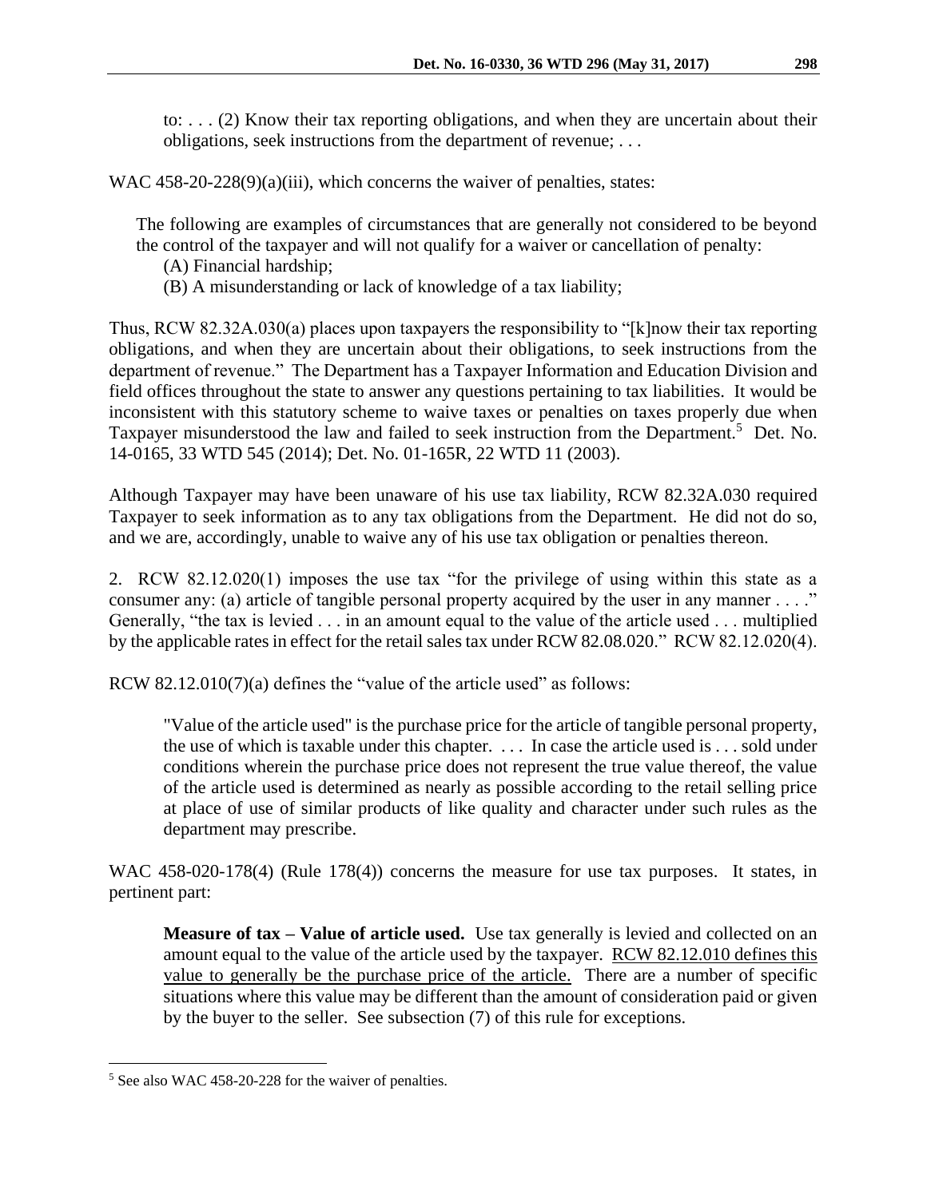to: . . . (2) Know their tax reporting obligations, and when they are uncertain about their obligations, seek instructions from the department of revenue; . . .

WAC 458-20-228(9)(a)(iii), which concerns the waiver of penalties, states:

> The following are examples of circumstances that are generally not considered to be beyond the control of the taxpayer and will not qualify for a waiver or cancellation of penalty:
> (A) Financial hardship;
> (B) A misunderstanding or lack of knowledge of a tax liability;

Thus, RCW 82.32A.030(a) places upon taxpayers the responsibility to "[k]now their tax reporting obligations, and when they are uncertain about their obligations, to seek instructions from the department of revenue." The Department has a Taxpayer Information and Education Division and field offices throughout the state to answer any questions pertaining to tax liabilities. It would be inconsistent with this statutory scheme to waive taxes or penalties on taxes properly due when Taxpayer misunderstood the law and failed to seek instruction from the Department.[5] Det. No. 14-0165, 33 WTD 545 (2014); Det. No. 01-165R, 22 WTD 11 (2003).

Although Taxpayer may have been unaware of his use tax liability, RCW 82.32A.030 required Taxpayer to seek information as to any tax obligations from the Department. He did not do so, and we are, accordingly, unable to waive any of his use tax obligation or penalties thereon.

2. RCW 82.12.020(1) imposes the use tax "for the privilege of using within this state as a consumer any: (a) article of tangible personal property acquired by the user in any manner . . . ." Generally, "the tax is levied . . . in an amount equal to the value of the article used . . . multiplied by the applicable rates in effect for the retail sales tax under RCW 82.08.020." RCW 82.12.020(4).

RCW 82.12.010(7)(a) defines the "value of the article used" as follows:

> "Value of the article used" is the purchase price for the article of tangible personal property, the use of which is taxable under this chapter. . . . In case the article used is . . . sold under conditions wherein the purchase price does not represent the true value thereof, the value of the article used is determined as nearly as possible according to the retail selling price at place of use of similar products of like quality and character under such rules as the department may prescribe.

WAC 458-020-178(4) (Rule 178(4)) concerns the measure for use tax purposes. It states, in pertinent part:

> **Measure of tax – Value of article used.** Use tax generally is levied and collected on an amount equal to the value of the article used by the taxpayer. <u>RCW 82.12.010 defines this value to generally be the purchase price of the article.</u> There are a number of specific situations where this value may be different than the amount of consideration paid or given by the buyer to the seller. See subsection (7) of this rule for exceptions.

[5] See also WAC 458-20-228 for the waiver of penalties.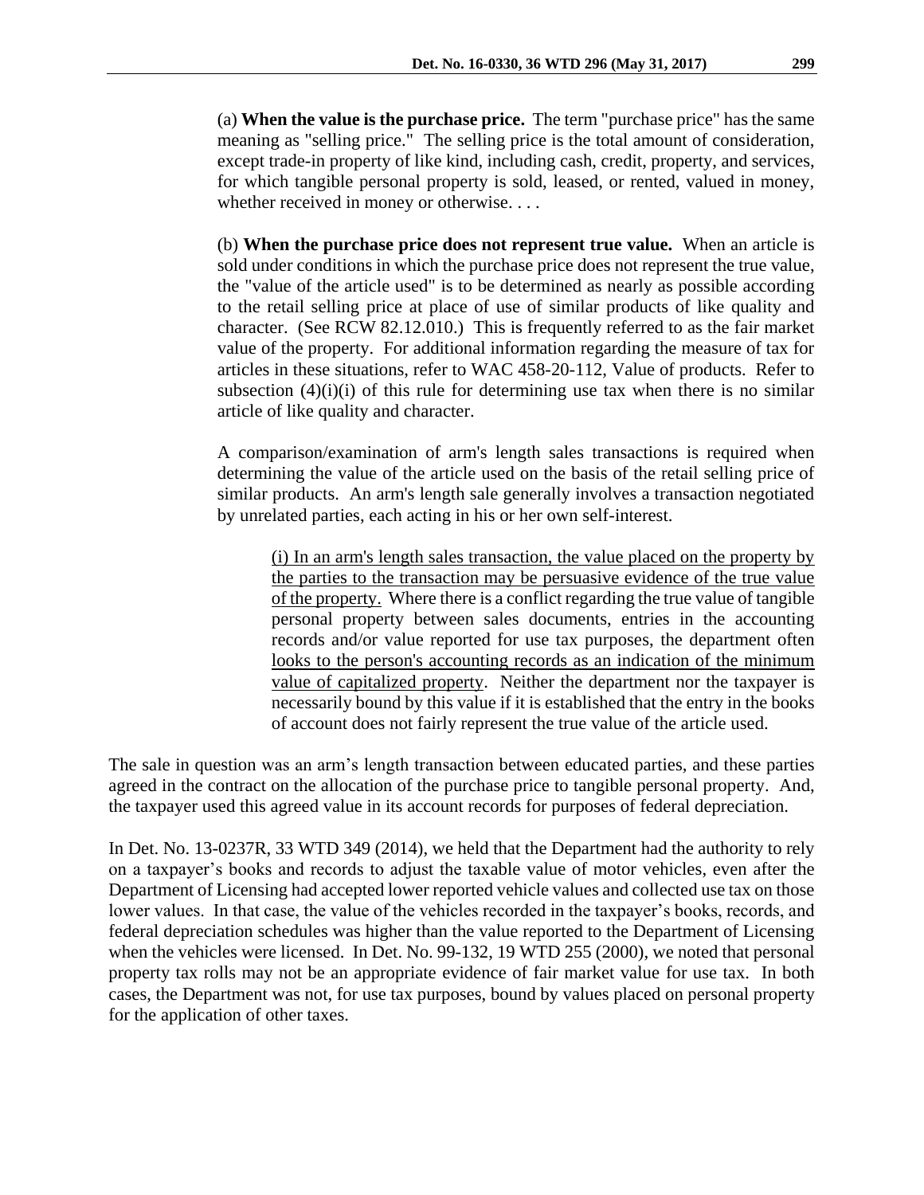(a) **When the value is the purchase price.** The term "purchase price" has the same meaning as "selling price." The selling price is the total amount of consideration, except trade-in property of like kind, including cash, credit, property, and services, for which tangible personal property is sold, leased, or rented, valued in money, whether received in money or otherwise. . . .

(b) **When the purchase price does not represent true value.** When an article is sold under conditions in which the purchase price does not represent the true value, the "value of the article used" is to be determined as nearly as possible according to the retail selling price at place of use of similar products of like quality and character. (See RCW 82.12.010.) This is frequently referred to as the fair market value of the property. For additional information regarding the measure of tax for articles in these situations, refer to WAC 458-20-112, Value of products. Refer to subsection (4)(i)(i) of this rule for determining use tax when there is no similar article of like quality and character.

A comparison/examination of arm's length sales transactions is required when determining the value of the article used on the basis of the retail selling price of similar products. An arm's length sale generally involves a transaction negotiated by unrelated parties, each acting in his or her own self-interest.

(i) <u>In an arm's length sales transaction, the value placed on the property by the parties to the transaction may be persuasive evidence of the true value of the property.</u> Where there is a conflict regarding the true value of tangible personal property between sales documents, entries in the accounting records and/or value reported for use tax purposes, the department often <u>looks to the person's accounting records as an indication of the minimum value of capitalized property</u>. Neither the department nor the taxpayer is necessarily bound by this value if it is established that the entry in the books of account does not fairly represent the true value of the article used.

The sale in question was an arm's length transaction between educated parties, and these parties agreed in the contract on the allocation of the purchase price to tangible personal property. And, the taxpayer used this agreed value in its account records for purposes of federal depreciation.

In Det. No. 13-0237R, 33 WTD 349 (2014), we held that the Department had the authority to rely on a taxpayer's books and records to adjust the taxable value of motor vehicles, even after the Department of Licensing had accepted lower reported vehicle values and collected use tax on those lower values. In that case, the value of the vehicles recorded in the taxpayer's books, records, and federal depreciation schedules was higher than the value reported to the Department of Licensing when the vehicles were licensed. In Det. No. 99-132, 19 WTD 255 (2000), we noted that personal property tax rolls may not be an appropriate evidence of fair market value for use tax. In both cases, the Department was not, for use tax purposes, bound by values placed on personal property for the application of other taxes.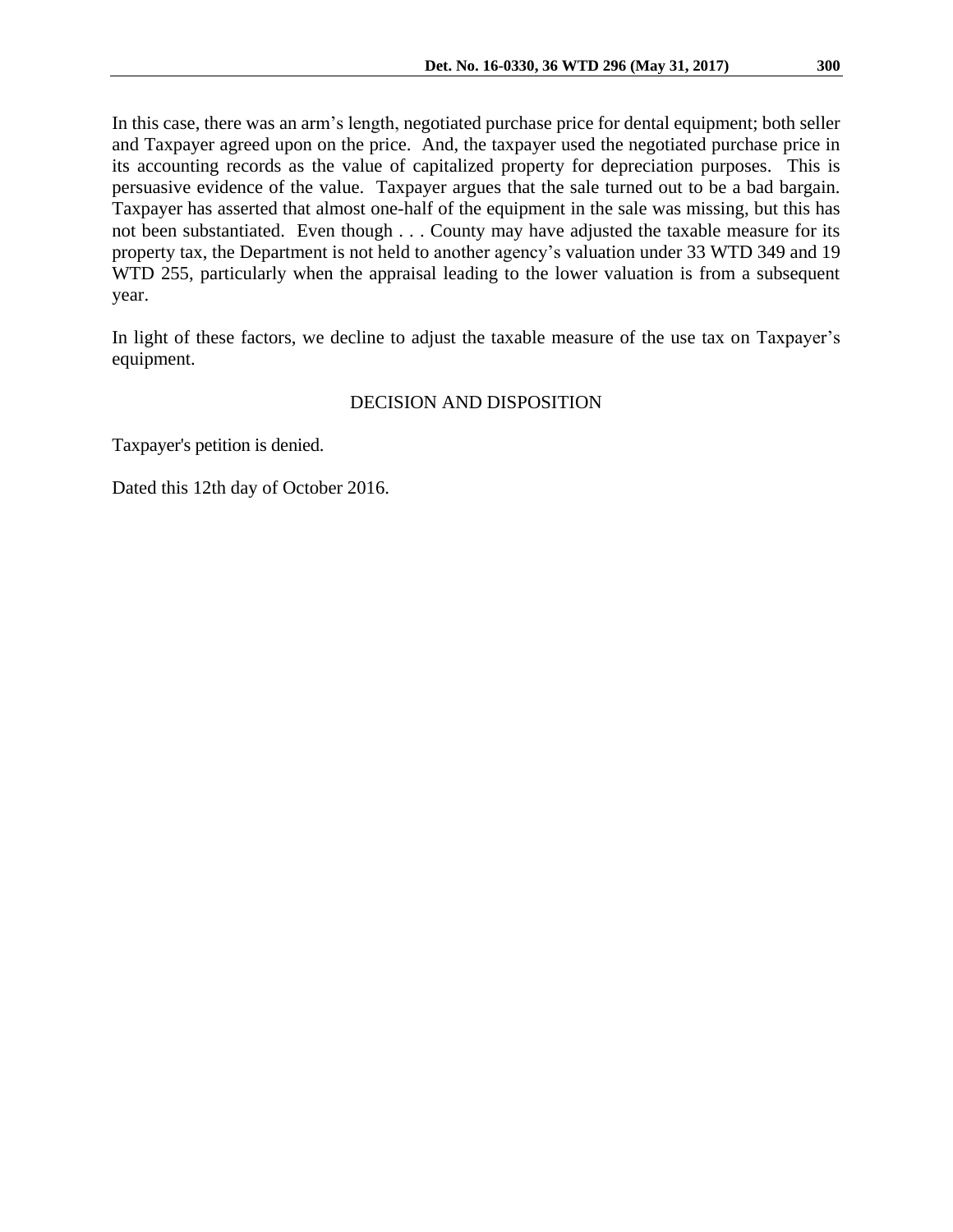In this case, there was an arm's length, negotiated purchase price for dental equipment; both seller and Taxpayer agreed upon on the price. And, the taxpayer used the negotiated purchase price in its accounting records as the value of capitalized property for depreciation purposes. This is persuasive evidence of the value. Taxpayer argues that the sale turned out to be a bad bargain. Taxpayer has asserted that almost one-half of the equipment in the sale was missing, but this has not been substantiated. Even though . . . County may have adjusted the taxable measure for its property tax, the Department is not held to another agency's valuation under 33 WTD 349 and 19 WTD 255, particularly when the appraisal leading to the lower valuation is from a subsequent year.

In light of these factors, we decline to adjust the taxable measure of the use tax on Taxpayer's equipment.

## DECISION AND DISPOSITION

Taxpayer's petition is denied.

Dated this 12th day of October 2016.